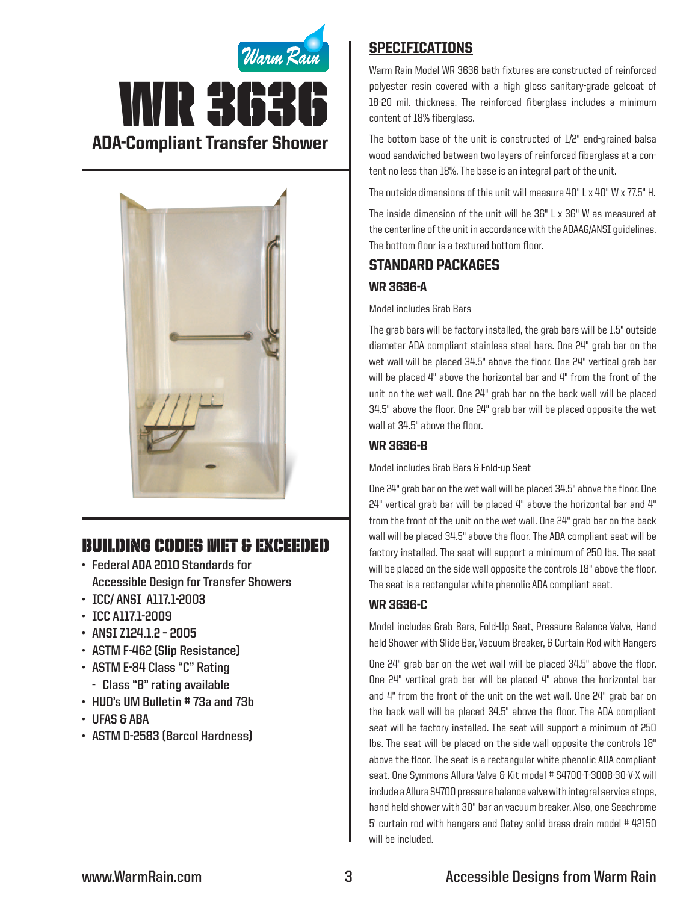Warm Rain

# WR 3636

## ADA-Compliant Transfer Shower

## BUILDING CODES MET & EXCEEDED

- Federal ADA 2010 Standards for Accessible Design for Transfer Showers
- ICC/ ANSI A117.1-2003
- ICC A117.1-2009
- ANSI Z124.1.2 – 2005
- ASTM F-462 (Slip Resistance)
- ASTM E-84 Class "C" Rating
  - Class "B" rating available
- HUD's UM Bulletin # 73a and 73b
- UFAS & ABA
- ASTM D-2583 (Barcol Hardness)

## SPECIFICATIONS

Warm Rain Model WR 3636 bath fixtures are constructed of reinforced polyester resin covered with a high gloss sanitary-grade gelcoat of 18-20 mil. thickness. The reinforced fiberglass includes a minimum content of 18% fiberglass.

The bottom base of the unit is constructed of 1/2" end-grained balsa wood sandwiched between two layers of reinforced fiberglass at a content no less than 18%. The base is an integral part of the unit.

The outside dimensions of this unit will measure 40" L x 40" W x 77.5" H.

The inside dimension of the unit will be 36" L x 36" W as measured at the centerline of the unit in accordance with the ADAAG/ANSI guidelines. The bottom floor is a textured bottom floor.

## STANDARD PACKAGES

### WR 3636-A

Model includes Grab Bars

The grab bars will be factory installed, the grab bars will be 1.5" outside diameter ADA compliant stainless steel bars. One 24" grab bar on the wet wall will be placed 34.5" above the floor. One 24" vertical grab bar will be placed 4" above the horizontal bar and 4" from the front of the unit on the wet wall. One 24" grab bar on the back wall will be placed 34.5" above the floor. One 24" grab bar will be placed opposite the wet wall at 34.5" above the floor.

### WR 3636-B

Model includes Grab Bars & Fold-up Seat

One 24" grab bar on the wet wall will be placed 34.5" above the floor. One 24" vertical grab bar will be placed 4" above the horizontal bar and 4" from the front of the unit on the wet wall. One 24" grab bar on the back wall will be placed 34.5" above the floor. The ADA compliant seat will be factory installed. The seat will support a minimum of 250 lbs. The seat will be placed on the side wall opposite the controls 18" above the floor. The seat is a rectangular white phenolic ADA compliant seat.

### WR 3636-C

Model includes Grab Bars, Fold-Up Seat, Pressure Balance Valve, Hand held Shower with Slide Bar, Vacuum Breaker, & Curtain Rod with Hangers

One 24" grab bar on the wet wall will be placed 34.5" above the floor. One 24" vertical grab bar will be placed 4" above the horizontal bar and 4" from the front of the unit on the wet wall. One 24" grab bar on the back wall will be placed 34.5" above the floor. The ADA compliant seat will be factory installed. The seat will support a minimum of 250 lbs. The seat will be placed on the side wall opposite the controls 18" above the floor. The seat is a rectangular white phenolic ADA compliant seat. One Symmons Allura Valve & Kit model # S4700-T-300B-30-V-X will include a Allura S4700 pressure balance valve with integral service stops, hand held shower with 30" bar an vacuum breaker. Also, one Seachrome 5' curtain rod with hangers and Oatey solid brass drain model # 42150 will be included.

www.WarmRain.com

Accessible Designs from Warm Rain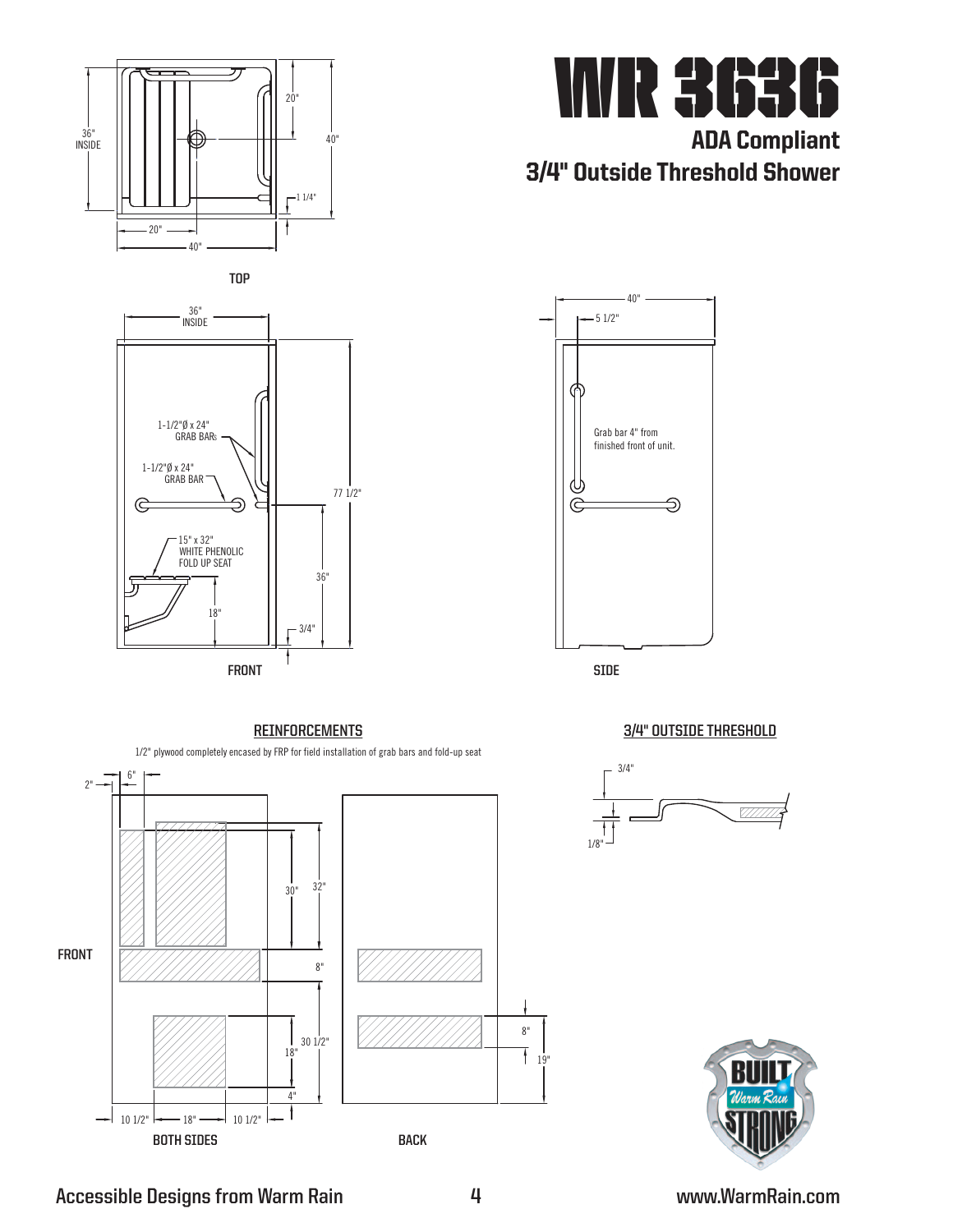# WR 3636

## ADA Compliant

## 3/4" Outside Threshold Shower

36"
INSIDE

20"

40"

1 1/4"

20"

40"

**TOP**

36"
INSIDE

1-1/2"Ø x 24"
GRAB BARs

1-1/2"Ø x 24"
GRAB BAR

15" x 32"
WHITE PHENOLIC
FOLD UP SEAT

18"

77 1/2"

36"

3/4"

**FRONT**

40"

5 1/2"

Grab bar 4" from finished front of unit.

**SIDE**

**REINFORCEMENTS**

1/2" plywood completely encased by FRP for field installation of grab bars and fold-up seat

2"

6"

30"

32"

8"

18"

30 1/2"

4"

10 1/2"

18"

10 1/2"

8"

19"

**FRONT**

**BOTH SIDES**

**BACK**

**3/4" OUTSIDE THRESHOLD**

3/4"

1/8"

BUILT Warm Rain STRONG

Accessible Designs from Warm Rain

www.WarmRain.com